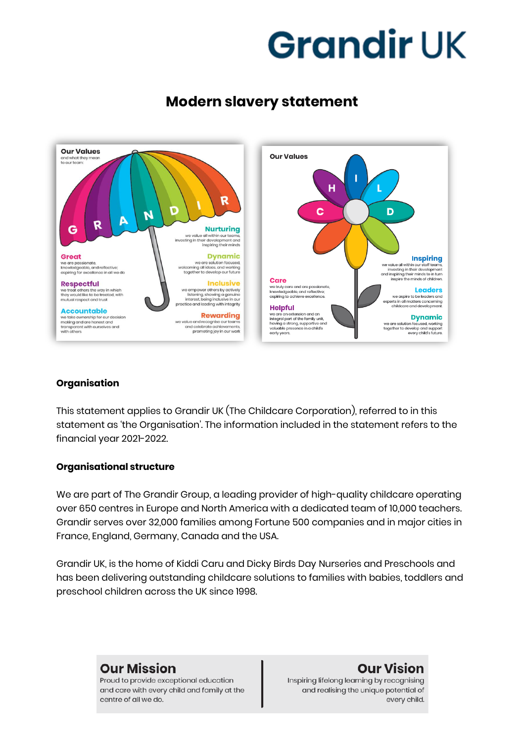# Grandir UK

## Modern slavery statement

**Our Values**
and what they mean to our team:

**Great**
we are passionate, knowledgeable, and reflective; aspiring for excellence in all we do

**Respectful**
we treat others the way in which they would like to be treated, with mutual respect and trust

**Accountable**
we take ownership for our decision making and are honest and transparent with ourselves and with others

**Nurturing**
we value all within our teams, investing in their development and inspiring their minds

**Dynamic**
we are solution focused, welcoming all ideas, and working together to develop our future

**Inclusive**
we empower others by actively listening, showing a genuine interest, being inclusive in our practice and leading with integrity

**Rewarding**
we value and recognise our teams and celebrate achievements, promoting joy in our work

**Our Values**

**Care**
we truly care and are passionate, knowledgeable, and reflective; aspiring to achieve excellence.

**Helpful**
we are an extension and an integral part of the family unit, having a strong, supportive and valuable presence in a child's early years.

**Inspiring**
we value all within our staff teams, investing in their development and inspiring their minds to in turn inspire the minds of children.

**Leaders**
we aspire to be leaders and experts in all matters concerning childcare and development.

**Dynamic**
we are solution focused, working together to develop and support every child's future.

### Organisation

This statement applies to Grandir UK (The Childcare Corporation), referred to in this statement as 'the Organisation'. The information included in the statement refers to the financial year 2021-2022.

### Organisational structure

We are part of The Grandir Group, a leading provider of high-quality childcare operating over 650 centres in Europe and North America with a dedicated team of 10,000 teachers. Grandir serves over 32,000 families among Fortune 500 companies and in major cities in France, England, Germany, Canada and the USA.

Grandir UK, is the home of Kiddi Caru and Dicky Birds Day Nurseries and Preschools and has been delivering outstanding childcare solutions to families with babies, toddlers and preschool children across the UK since 1998.

**Our Mission**
Proud to provide exceptional education and care with every child and family at the centre of all we do.

**Our Vision**
Inspiring lifelong learning by recognising and realising the unique potential of every child.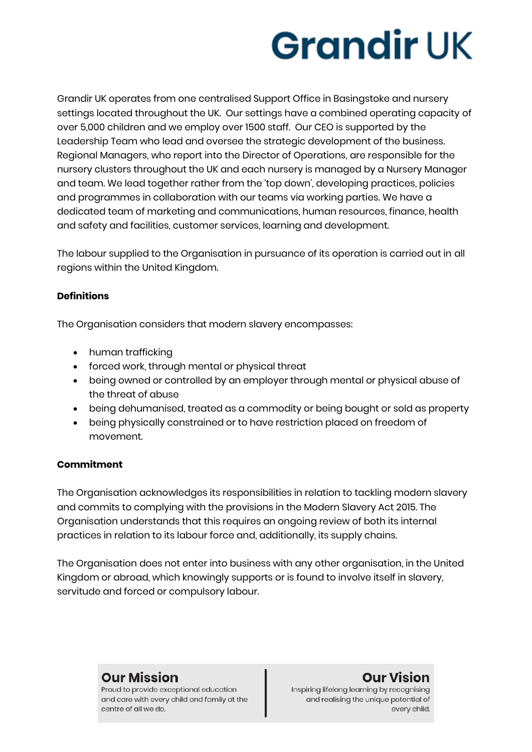Grandir UK operates from one centralised Support Office in Basingstoke and nursery settings located throughout the UK. Our settings have a combined operating capacity of over 5,000 children and we employ over 1500 staff. Our CEO is supported by the Leadership Team who lead and oversee the strategic development of the business. Regional Managers, who report into the Director of Operations, are responsible for the nursery clusters throughout the UK and each nursery is managed by a Nursery Manager and team. We lead together rather from the 'top down', developing practices, policies and programmes in collaboration with our teams via working parties. We have a dedicated team of marketing and communications, human resources, finance, health and safety and facilities, customer services, learning and development.

The labour supplied to the Organisation in pursuance of its operation is carried out in all regions within the United Kingdom.

**Definitions**

The Organisation considers that modern slavery encompasses:

- human trafficking
- forced work, through mental or physical threat
- being owned or controlled by an employer through mental or physical abuse of the threat of abuse
- being dehumanised, treated as a commodity or being bought or sold as property
- being physically constrained or to have restriction placed on freedom of movement.

**Commitment**

The Organisation acknowledges its responsibilities in relation to tackling modern slavery and commits to complying with the provisions in the Modern Slavery Act 2015. The Organisation understands that this requires an ongoing review of both its internal practices in relation to its labour force and, additionally, its supply chains.

The Organisation does not enter into business with any other organisation, in the United Kingdom or abroad, which knowingly supports or is found to involve itself in slavery, servitude and forced or compulsory labour.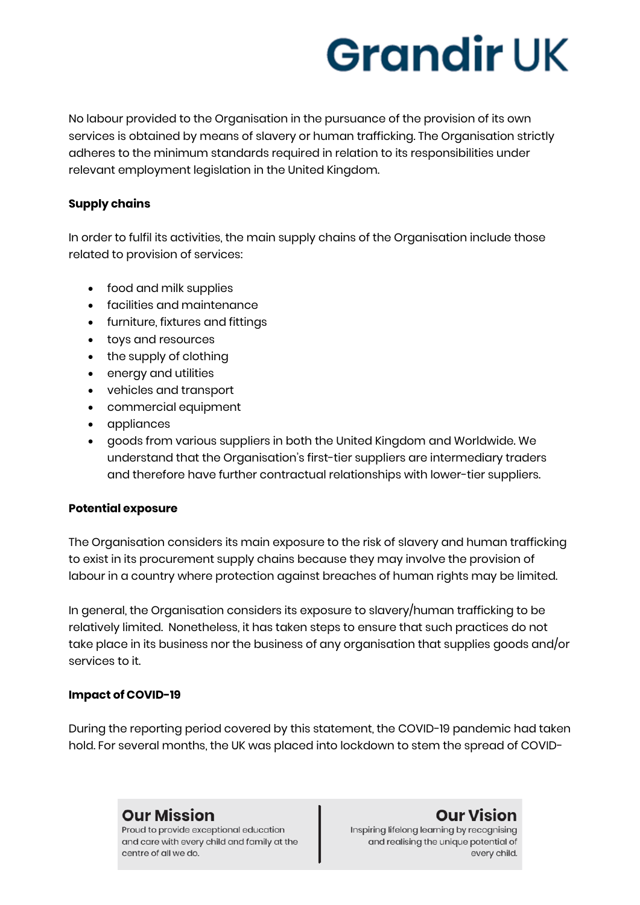No labour provided to the Organisation in the pursuance of the provision of its own services is obtained by means of slavery or human trafficking. The Organisation strictly adheres to the minimum standards required in relation to its responsibilities under relevant employment legislation in the United Kingdom.

**Supply chains**

In order to fulfil its activities, the main supply chains of the Organisation include those related to provision of services:

- food and milk supplies
- facilities and maintenance
- furniture, fixtures and fittings
- toys and resources
- the supply of clothing
- energy and utilities
- vehicles and transport
- commercial equipment
- appliances
- goods from various suppliers in both the United Kingdom and Worldwide. We understand that the Organisation's first-tier suppliers are intermediary traders and therefore have further contractual relationships with lower-tier suppliers.

**Potential exposure**

The Organisation considers its main exposure to the risk of slavery and human trafficking to exist in its procurement supply chains because they may involve the provision of labour in a country where protection against breaches of human rights may be limited.

In general, the Organisation considers its exposure to slavery/human trafficking to be relatively limited. Nonetheless, it has taken steps to ensure that such practices do not take place in its business nor the business of any organisation that supplies goods and/or services to it.

**Impact of COVID-19**

During the reporting period covered by this statement, the COVID-19 pandemic had taken hold. For several months, the UK was placed into lockdown to stem the spread of COVID-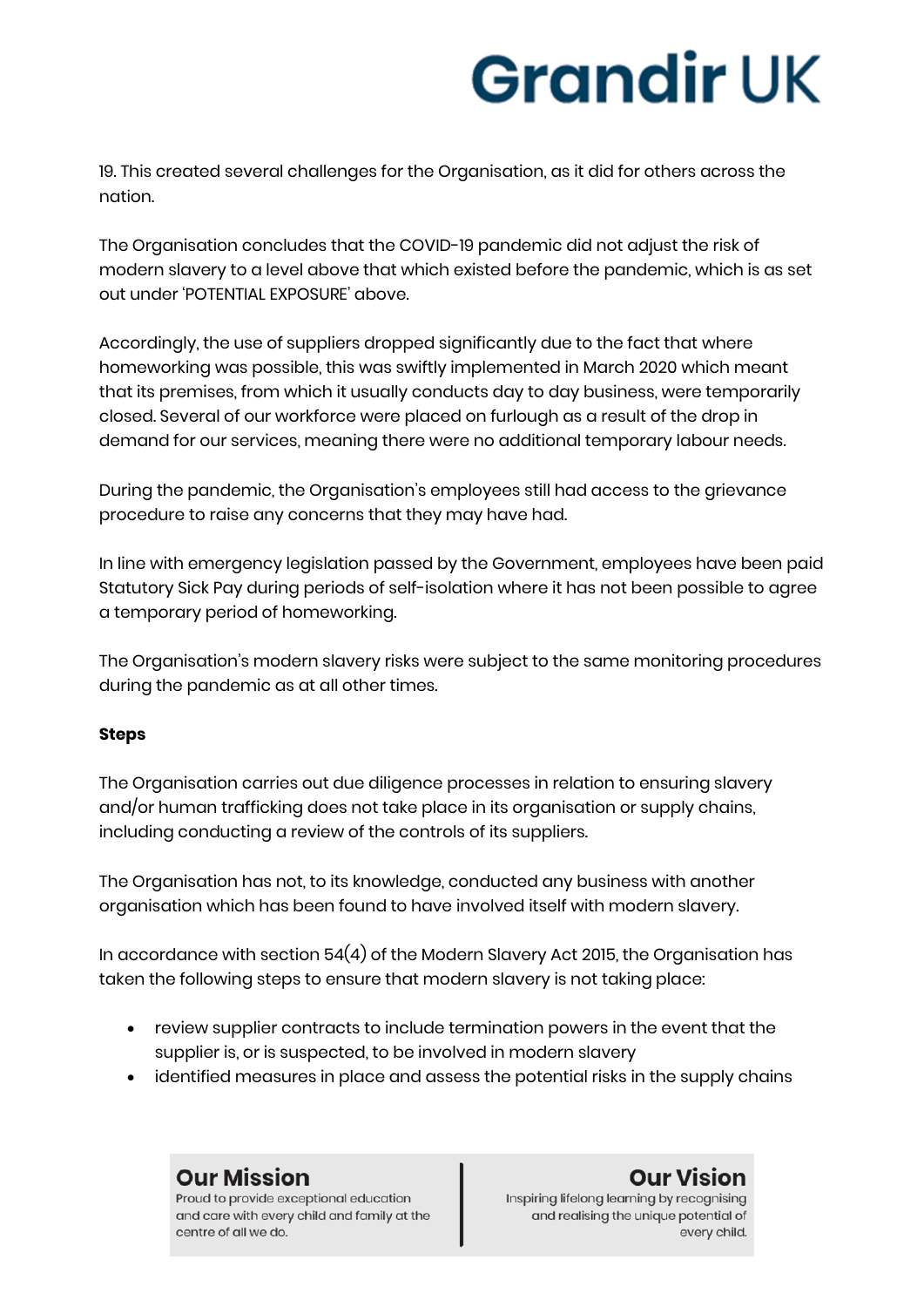19. This created several challenges for the Organisation, as it did for others across the nation.

The Organisation concludes that the COVID-19 pandemic did not adjust the risk of modern slavery to a level above that which existed before the pandemic, which is as set out under 'POTENTIAL EXPOSURE' above.

Accordingly, the use of suppliers dropped significantly due to the fact that where homeworking was possible, this was swiftly implemented in March 2020 which meant that its premises, from which it usually conducts day to day business, were temporarily closed. Several of our workforce were placed on furlough as a result of the drop in demand for our services, meaning there were no additional temporary labour needs.

During the pandemic, the Organisation's employees still had access to the grievance procedure to raise any concerns that they may have had.

In line with emergency legislation passed by the Government, employees have been paid Statutory Sick Pay during periods of self-isolation where it has not been possible to agree a temporary period of homeworking.

The Organisation's modern slavery risks were subject to the same monitoring procedures during the pandemic as at all other times.

**Steps**

The Organisation carries out due diligence processes in relation to ensuring slavery and/or human trafficking does not take place in its organisation or supply chains, including conducting a review of the controls of its suppliers.

The Organisation has not, to its knowledge, conducted any business with another organisation which has been found to have involved itself with modern slavery.

In accordance with section 54(4) of the Modern Slavery Act 2015, the Organisation has taken the following steps to ensure that modern slavery is not taking place:

- review supplier contracts to include termination powers in the event that the supplier is, or is suspected, to be involved in modern slavery
- identified measures in place and assess the potential risks in the supply chains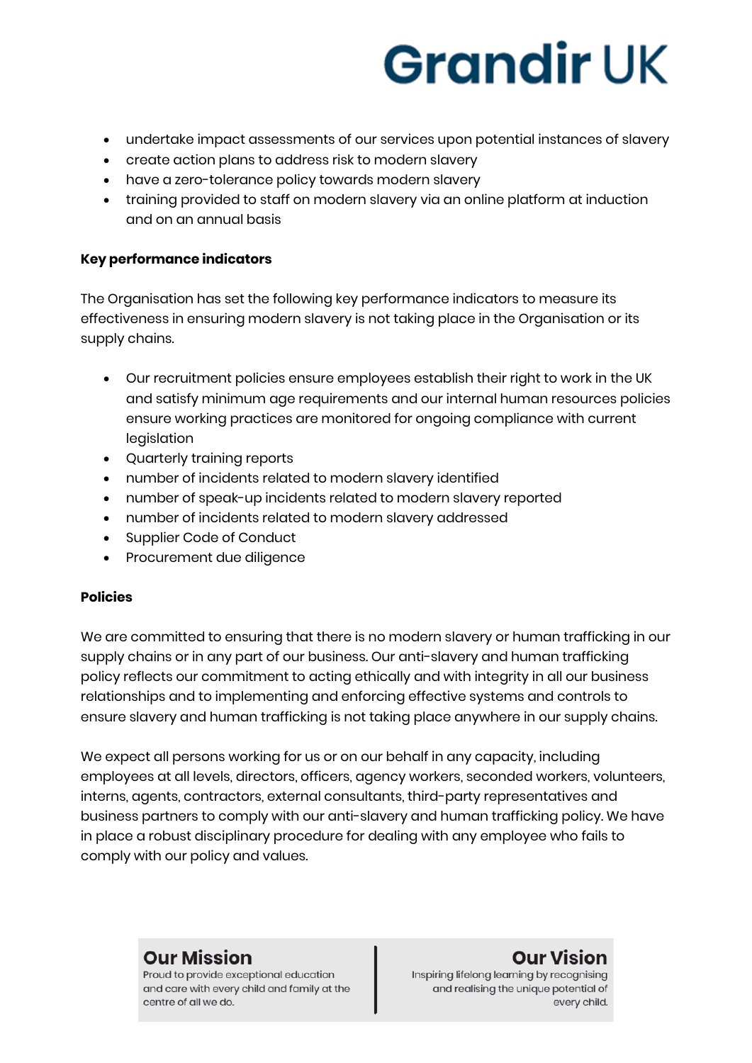- undertake impact assessments of our services upon potential instances of slavery
- create action plans to address risk to modern slavery
- have a zero-tolerance policy towards modern slavery
- training provided to staff on modern slavery via an online platform at induction and on an annual basis

**Key performance indicators**

The Organisation has set the following key performance indicators to measure its effectiveness in ensuring modern slavery is not taking place in the Organisation or its supply chains.

- Our recruitment policies ensure employees establish their right to work in the UK and satisfy minimum age requirements and our internal human resources policies ensure working practices are monitored for ongoing compliance with current legislation
- Quarterly training reports
- number of incidents related to modern slavery identified
- number of speak-up incidents related to modern slavery reported
- number of incidents related to modern slavery addressed
- Supplier Code of Conduct
- Procurement due diligence

**Policies**

We are committed to ensuring that there is no modern slavery or human trafficking in our supply chains or in any part of our business. Our anti-slavery and human trafficking policy reflects our commitment to acting ethically and with integrity in all our business relationships and to implementing and enforcing effective systems and controls to ensure slavery and human trafficking is not taking place anywhere in our supply chains.

We expect all persons working for us or on our behalf in any capacity, including employees at all levels, directors, officers, agency workers, seconded workers, volunteers, interns, agents, contractors, external consultants, third-party representatives and business partners to comply with our anti-slavery and human trafficking policy. We have in place a robust disciplinary procedure for dealing with any employee who fails to comply with our policy and values.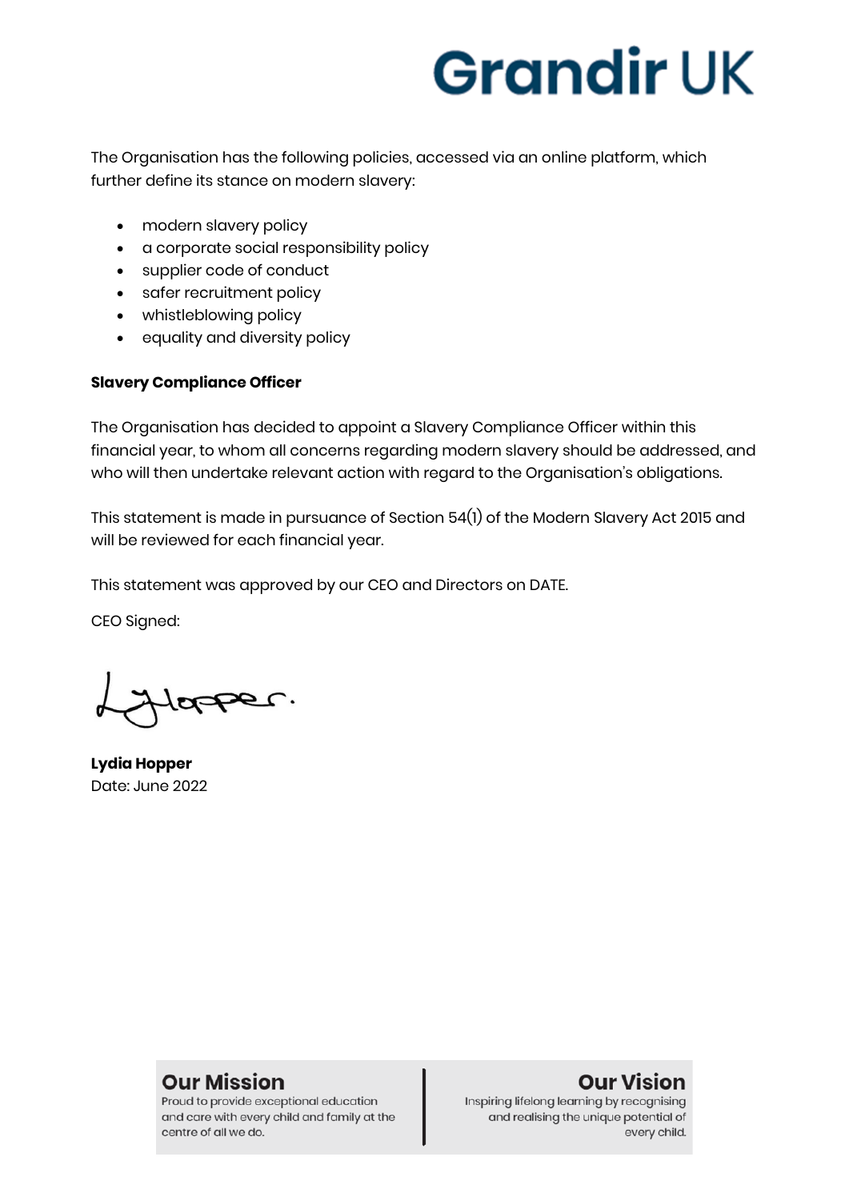The Organisation has the following policies, accessed via an online platform, which further define its stance on modern slavery:

- modern slavery policy
- a corporate social responsibility policy
- supplier code of conduct
- safer recruitment policy
- whistleblowing policy
- equality and diversity policy

**Slavery Compliance Officer**

The Organisation has decided to appoint a Slavery Compliance Officer within this financial year, to whom all concerns regarding modern slavery should be addressed, and who will then undertake relevant action with regard to the Organisation's obligations.

This statement is made in pursuance of Section 54(1) of the Modern Slavery Act 2015 and will be reviewed for each financial year.

This statement was approved by our CEO and Directors on DATE.

CEO Signed:

**Lydia Hopper**
Date: June 2022

**Our Mission**
Proud to provide exceptional education and care with every child and family at the centre of all we do.

**Our Vision**
Inspiring lifelong learning by recognising and realising the unique potential of every child.